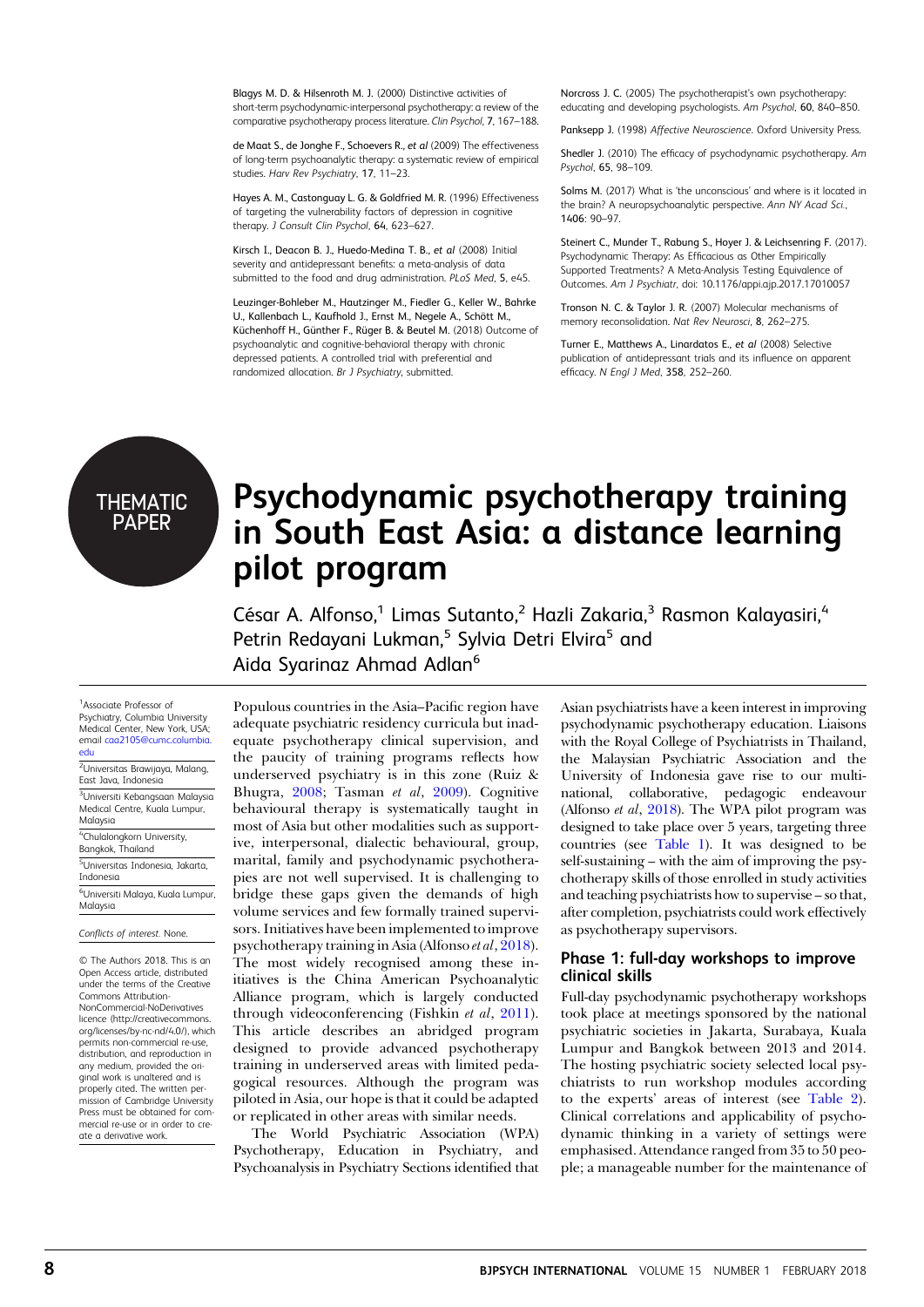Blagys M. D. & Hilsenroth M. J. (2000) Distinctive activities of short-term psychodynamic-interpersonal psychotherapy: a review of the comparative psychotherapy process literature. *Clin Psychol*, 7, 167–188.

de Maat S., de Jonghe F., Schoevers R., *et al* (2009) The effectiveness of long-term psychoanalytic therapy: a systematic review of empirical studies. *Harv Rev Psychiatry*, 17, 11–23.

Hayes A. M., Castonguay L. G. & Goldfried M. R. (1996) Effectiveness of targeting the vulnerability factors of depression in cognitive therapy. *J Consult Clin Psychol*, 64, 623–627.

Kirsch I., Deacon B. J., Huedo-Medina T. B., *et al* (2008) Initial severity and antidepressant benefits: a meta-analysis of data submitted to the food and drug administration. *PLoS Med*, 5, e45.

Leuzinger-Bohleber M., Hautzinger M., Fiedler G., Keller W., Bahrke U., Kallenbach L., Kaufhold J., Ernst M., Negele A., Schött M., Küchenhoff H., Günther F., Rüger B. & Beutel M. (2018) Outcome of psychoanalytic and cognitive-behavioral therapy with chronic depressed patients. A controlled trial with preferential and randomized allocation. *Br J Psychiatry*, submitted.

Norcross J. C. (2005) The psychotherapist's own psychotherapy: educating and developing psychologists. *Am Psychol*, 60, 840–850.

Panksepp J. (1998) *Affective Neuroscience*. Oxford University Press.

Shedler J. (2010) The efficacy of psychodynamic psychotherapy. *Am Psychol*, 65, 98–109.

Solms M. (2017) What is 'the unconscious' and where is it located in the brain? A neuropsychoanalytic perspective. *Ann NY Acad Sci.*, 1406: 90–97.

Steinert C., Munder T., Rabung S., Hoyer J. & Leichsenring F. (2017). Psychodynamic Therapy: As Efficacious as Other Empirically Supported Treatments? A Meta-Analysis Testing Equivalence of Outcomes. *Am J Psychiatr*, doi: 10.1176/appi.ajp.2017.17010057

Tronson N. C. & Taylor J. R. (2007) Molecular mechanisms of memory reconsolidation. *Nat Rev Neurosci*, 8, 262–275.

Turner E., Matthews A., Linardatos E., *et al* (2008) Selective publication of antidepressant trials and its influence on apparent efficacy. *N Engl J Med*, 358, 252–260.

THEMATIC PAPER

# Psychodynamic psychotherapy training in South East Asia: a distance learning pilot program

César A. Alfonso,[1] Limas Sutanto,[2] Hazli Zakaria,[3] Rasmon Kalayasiri,[4] Petrin Redayani Lukman,[5] Sylvia Detri Elvira[5] and Aida Syarinaz Ahmad Adlan[6]

[1]Associate Professor of Psychiatry, Columbia University Medical Center, New York, USA; email caa2105@cumc.columbia.edu

[2]Universitas Brawijaya, Malang, East Java, Indonesia

[3]Universiti Kebangsaan Malaysia Medical Centre, Kuala Lumpur, Malaysia

[4]Chulalongkorn University, Bangkok, Thailand

[5]Universitas Indonesia, Jakarta, Indonesia

[6]Universiti Malaya, Kuala Lumpur, Malaysia

*Conflicts of interest.* None.

© The Authors 2018. This is an Open Access article, distributed under the terms of the Creative Commons Attribution-NonCommercial-NoDerivatives licence (http://creativecommons.org/licenses/by-nc-nd/4.0/), which permits non-commercial re-use, distribution, and reproduction in any medium, provided the original work is unaltered and is properly cited. The written permission of Cambridge University Press must be obtained for commercial re-use or in order to create a derivative work.

Populous countries in the Asia–Pacific region have adequate psychiatric residency curricula but inadequate psychotherapy clinical supervision, and the paucity of training programs reflects how underserved psychiatry is in this zone (Ruiz & Bhugra, 2008; Tasman *et al*, 2009). Cognitive behavioural therapy is systematically taught in most of Asia but other modalities such as supportive, interpersonal, dialectic behavioural, group, marital, family and psychodynamic psychotherapies are not well supervised. It is challenging to bridge these gaps given the demands of high volume services and few formally trained supervisors. Initiatives have been implemented to improve psychotherapy training in Asia (Alfonso *et al*, 2018). The most widely recognised among these initiatives is the China American Psychoanalytic Alliance program, which is largely conducted through videoconferencing (Fishkin *et al*, 2011). This article describes an abridged program designed to provide advanced psychotherapy training in underserved areas with limited pedagogical resources. Although the program was piloted in Asia, our hope is that it could be adapted or replicated in other areas with similar needs.

The World Psychiatric Association (WPA) Psychotherapy, Education in Psychiatry, and Psychoanalysis in Psychiatry Sections identified that Asian psychiatrists have a keen interest in improving psychodynamic psychotherapy education. Liaisons with the Royal College of Psychiatrists in Thailand, the Malaysian Psychiatric Association and the University of Indonesia gave rise to our multinational, collaborative, pedagogic endeavour (Alfonso *et al*, 2018). The WPA pilot program was designed to take place over 5 years, targeting three countries (see Table 1). It was designed to be self-sustaining – with the aim of improving the psychotherapy skills of those enrolled in study activities and teaching psychiatrists how to supervise – so that, after completion, psychiatrists could work effectively as psychotherapy supervisors.

## Phase 1: full-day workshops to improve clinical skills

Full-day psychodynamic psychotherapy workshops took place at meetings sponsored by the national psychiatric societies in Jakarta, Surabaya, Kuala Lumpur and Bangkok between 2013 and 2014. The hosting psychiatric society selected local psychiatrists to run workshop modules according to the experts' areas of interest (see Table 2). Clinical correlations and applicability of psychodynamic thinking in a variety of settings were emphasised. Attendance ranged from 35 to 50 people; a manageable number for the maintenance of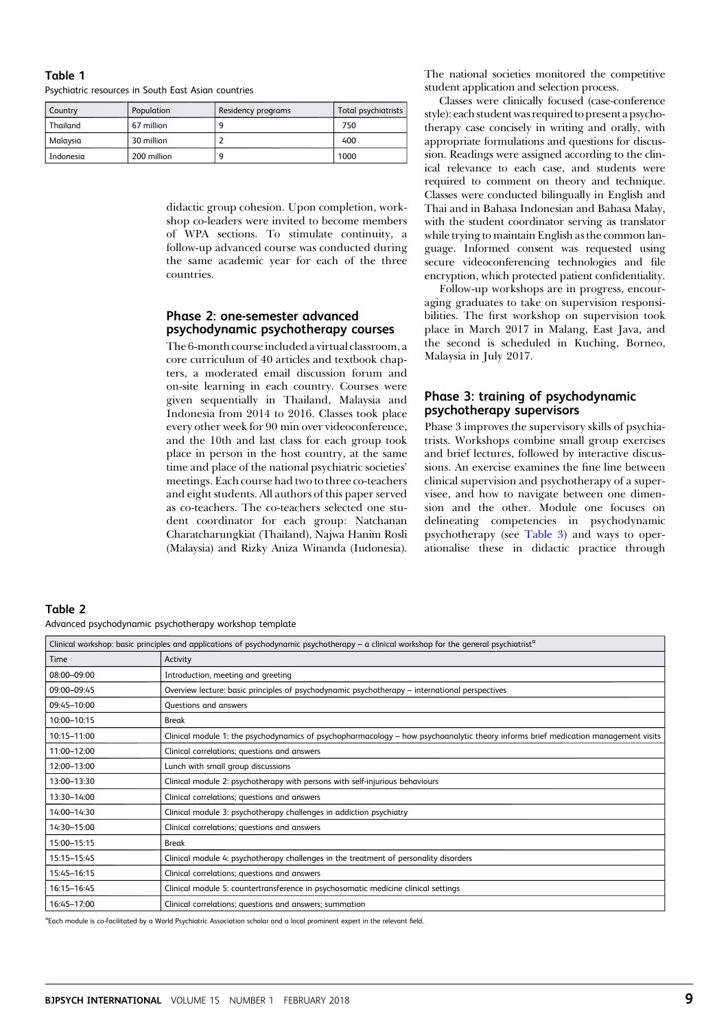**Table 1**

Psychiatric resources in South East Asian countries

| Country | Population | Residency programs | Total psychiatrists |
|---|---|---|---|
| Thailand | 67 million | 9 | 750 |
| Malaysia | 30 million | 2 | 400 |
| Indonesia | 200 million | 9 | 1000 |

didactic group cohesion. Upon completion, workshop co-leaders were invited to become members of WPA sections. To stimulate continuity, a follow-up advanced course was conducted during the same academic year for each of the three countries.

## Phase 2: one-semester advanced psychodynamic psychotherapy courses

The 6-month course included a virtual classroom, a core curriculum of 40 articles and textbook chapters, a moderated email discussion forum and on-site learning in each country. Courses were given sequentially in Thailand, Malaysia and Indonesia from 2014 to 2016. Classes took place every other week for 90 min over videoconference, and the 10th and last class for each group took place in person in the host country, at the same time and place of the national psychiatric societies' meetings. Each course had two to three co-teachers and eight students. All authors of this paper served as co-teachers. The co-teachers selected one student coordinator for each group: Natchanan Charatcharungkiat (Thailand), Najwa Hanim Rosli (Malaysia) and Rizky Aniza Winanda (Indonesia). The national societies monitored the competitive student application and selection process.

Classes were clinically focused (case-conference style): each student was required to present a psychotherapy case concisely in writing and orally, with appropriate formulations and questions for discussion. Readings were assigned according to the clinical relevance to each case, and students were required to comment on theory and technique. Classes were conducted bilingually in English and Thai and in Bahasa Indonesian and Bahasa Malay, with the student coordinator serving as translator while trying to maintain English as the common language. Informed consent was requested using secure videoconferencing technologies and file encryption, which protected patient confidentiality.

Follow-up workshops are in progress, encouraging graduates to take on supervision responsibilities. The first workshop on supervision took place in March 2017 in Malang, East Java, and the second is scheduled in Kuching, Borneo, Malaysia in July 2017.

## Phase 3: training of psychodynamic psychotherapy supervisors

Phase 3 improves the supervisory skills of psychiatrists. Workshops combine small group exercises and brief lectures, followed by interactive discussions. An exercise examines the fine line between clinical supervision and psychotherapy of a supervisee, and how to navigate between one dimension and the other. Module one focuses on delineating competencies in psychodynamic psychotherapy (see Table 3) and ways to operationalise these in didactic practice through

**Table 2**

Advanced psychodynamic psychotherapy workshop template

| Clinical workshop: basic principles and applications of psychodynamic psychotherapy – a clinical workshop for the general psychiatrist[a] | |
|---|---|
| Time | Activity |
| 08:00–09:00 | Introduction, meeting and greeting |
| 09:00–09:45 | Overview lecture: basic principles of psychodynamic psychotherapy – international perspectives |
| 09:45–10:00 | Questions and answers |
| 10:00–10:15 | Break |
| 10:15–11:00 | Clinical module 1: the psychodynamics of psychopharmacology – how psychoanalytic theory informs brief medication management visits |
| 11:00–12:00 | Clinical correlations; questions and answers |
| 12:00–13:00 | Lunch with small group discussions |
| 13:00–13:30 | Clinical module 2: psychotherapy with persons with self-injurious behaviours |
| 13:30–14:00 | Clinical correlations; questions and answers |
| 14:00–14:30 | Clinical module 3: psychotherapy challenges in addiction psychiatry |
| 14:30–15:00 | Clinical correlations; questions and answers |
| 15:00–15:15 | Break |
| 15:15–15:45 | Clinical module 4: psychotherapy challenges in the treatment of personality disorders |
| 15:45–16:15 | Clinical correlations; questions and answers |
| 16:15–16:45 | Clinical module 5: countertransference in psychosomatic medicine clinical settings |
| 16:45–17:00 | Clinical correlations; questions and answers; summation |

[a]Each module is co-facilitated by a World Psychiatric Association scholar and a local prominent expert in the relevant field.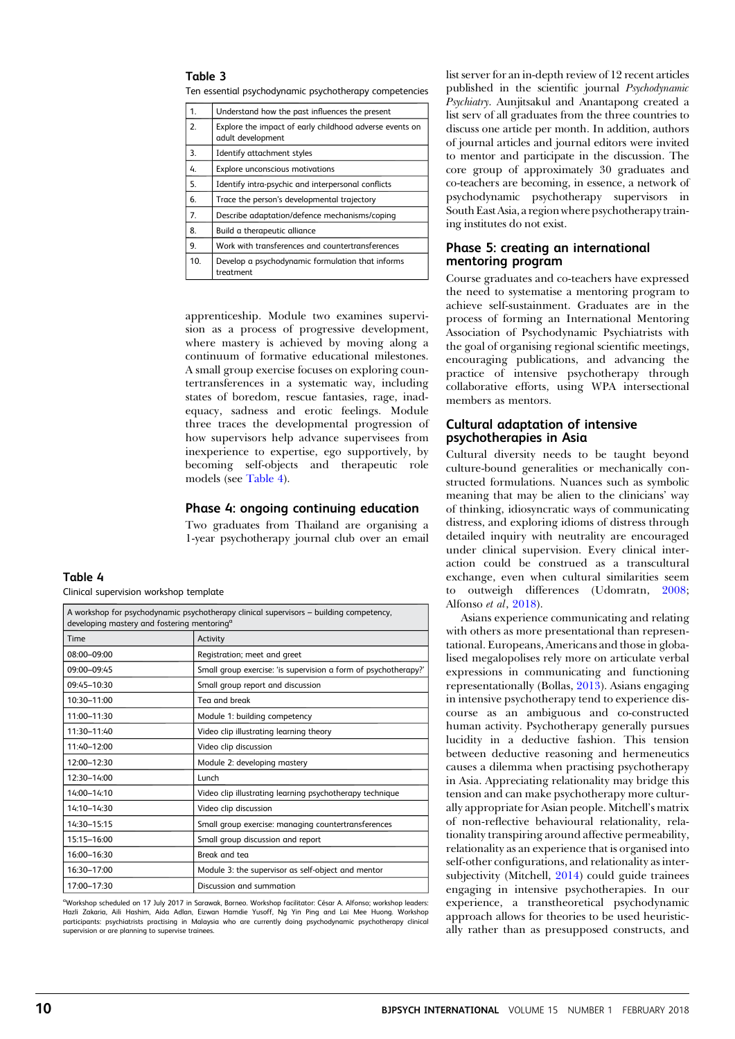**Table 3**

Ten essential psychodynamic psychotherapy competencies

| | |
|---|---|
| 1. | Understand how the past influences the present |
| 2. | Explore the impact of early childhood adverse events on adult development |
| 3. | Identify attachment styles |
| 4. | Explore unconscious motivations |
| 5. | Identify intra-psychic and interpersonal conflicts |
| 6. | Trace the person's developmental trajectory |
| 7. | Describe adaptation/defence mechanisms/coping |
| 8. | Build a therapeutic alliance |
| 9. | Work with transferences and countertransferences |
| 10. | Develop a psychodynamic formulation that informs treatment |

apprenticeship. Module two examines supervision as a process of progressive development, where mastery is achieved by moving along a continuum of formative educational milestones. A small group exercise focuses on exploring countertransferences in a systematic way, including states of boredom, rescue fantasies, rage, inadequacy, sadness and erotic feelings. Module three traces the developmental progression of how supervisors help advance supervisees from inexperience to expertise, ego supportively, by becoming self-objects and therapeutic role models (see Table 4).

## Phase 4: ongoing continuing education

Two graduates from Thailand are organising a 1-year psychotherapy journal club over an email list server for an in-depth review of 12 recent articles published in the scientific journal *Psychodynamic Psychiatry*. Aunjitsakul and Anantapong created a list serv of all graduates from the three countries to discuss one article per month. In addition, authors of journal articles and journal editors were invited to mentor and participate in the discussion. The core group of approximately 30 graduates and co-teachers are becoming, in essence, a network of psychodynamic psychotherapy supervisors in South East Asia, a region where psychotherapy training institutes do not exist.

**Table 4**

Clinical supervision workshop template

| A workshop for psychodynamic psychotherapy clinical supervisors – building competency, developing mastery and fostering mentoring[a] | |
|---|---|
| Time | Activity |
| 08:00–09:00 | Registration; meet and greet |
| 09:00–09:45 | Small group exercise: 'is supervision a form of psychotherapy?' |
| 09:45–10:30 | Small group report and discussion |
| 10:30–11:00 | Tea and break |
| 11:00–11:30 | Module 1: building competency |
| 11:30–11:40 | Video clip illustrating learning theory |
| 11:40–12:00 | Video clip discussion |
| 12:00–12:30 | Module 2: developing mastery |
| 12:30–14:00 | Lunch |
| 14:00–14:10 | Video clip illustrating learning psychotherapy technique |
| 14:10–14:30 | Video clip discussion |
| 14:30–15:15 | Small group exercise: managing countertransferences |
| 15:15–16:00 | Small group discussion and report |
| 16:00–16:30 | Break and tea |
| 16:30–17:00 | Module 3: the supervisor as self-object and mentor |
| 17:00–17:30 | Discussion and summation |

[a]Workshop scheduled on 17 July 2017 in Sarawak, Borneo. Workshop facilitator: César A. Alfonso; workshop leaders: Hazli Zakaria, Aili Hashim, Aida Adlan, Eizwan Hamdie Yusoff, Ng Yin Ping and Lai Mee Huong. Workshop participants: psychiatrists practising in Malaysia who are currently doing psychodynamic psychotherapy clinical supervision or are planning to supervise trainees.

## Phase 5: creating an international mentoring program

Course graduates and co-teachers have expressed the need to systematise a mentoring program to achieve self-sustainment. Graduates are in the process of forming an International Mentoring Association of Psychodynamic Psychiatrists with the goal of organising regional scientific meetings, encouraging publications, and advancing the practice of intensive psychotherapy through collaborative efforts, using WPA intersectional members as mentors.

## Cultural adaptation of intensive psychotherapies in Asia

Cultural diversity needs to be taught beyond culture-bound generalities or mechanically constructed formulations. Nuances such as symbolic meaning that may be alien to the clinicians' way of thinking, idiosyncratic ways of communicating distress, and exploring idioms of distress through detailed inquiry with neutrality are encouraged under clinical supervision. Every clinical interaction could be construed as a transcultural exchange, even when cultural similarities seem to outweigh differences (Udomratn, 2008; Alfonso *et al*, 2018).

Asians experience communicating and relating with others as more presentational than representational. Europeans, Americans and those in globalised megalopolises rely more on articulate verbal expressions in communicating and functioning representationally (Bollas, 2013). Asians engaging in intensive psychotherapy tend to experience discourse as an ambiguous and co-constructed human activity. Psychotherapy generally pursues lucidity in a deductive fashion. This tension between deductive reasoning and hermeneutics causes a dilemma when practising psychotherapy in Asia. Appreciating relationality may bridge this tension and can make psychotherapy more culturally appropriate for Asian people. Mitchell's matrix of non-reflective behavioural relationality, relationality transpiring around affective permeability, relationality as an experience that is organised into self-other configurations, and relationality as intersubjectivity (Mitchell, 2014) could guide trainees engaging in intensive psychotherapies. In our experience, a transtheoretical psychodynamic approach allows for theories to be used heuristically rather than as presupposed constructs, and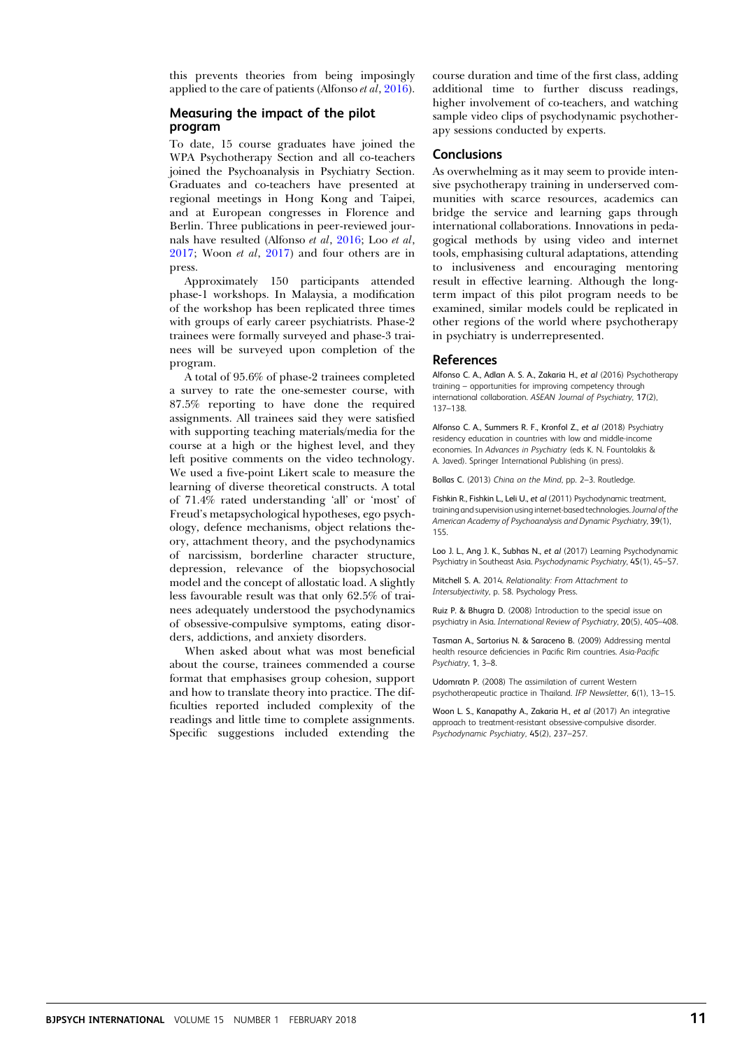this prevents theories from being imposingly applied to the care of patients (Alfonso *et al*, 2016).

## Measuring the impact of the pilot program

To date, 15 course graduates have joined the WPA Psychotherapy Section and all co-teachers joined the Psychoanalysis in Psychiatry Section. Graduates and co-teachers have presented at regional meetings in Hong Kong and Taipei, and at European congresses in Florence and Berlin. Three publications in peer-reviewed journals have resulted (Alfonso *et al*, 2016; Loo *et al*, 2017; Woon *et al*, 2017) and four others are in press.

Approximately 150 participants attended phase-1 workshops. In Malaysia, a modification of the workshop has been replicated three times with groups of early career psychiatrists. Phase-2 trainees were formally surveyed and phase-3 trainees will be surveyed upon completion of the program.

A total of 95.6% of phase-2 trainees completed a survey to rate the one-semester course, with 87.5% reporting to have done the required assignments. All trainees said they were satisfied with supporting teaching materials/media for the course at a high or the highest level, and they left positive comments on the video technology. We used a five-point Likert scale to measure the learning of diverse theoretical constructs. A total of 71.4% rated understanding 'all' or 'most' of Freud's metapsychological hypotheses, ego psychology, defence mechanisms, object relations theory, attachment theory, and the psychodynamics of narcissism, borderline character structure, depression, relevance of the biopsychosocial model and the concept of allostatic load. A slightly less favourable result was that only 62.5% of trainees adequately understood the psychodynamics of obsessive-compulsive symptoms, eating disorders, addictions, and anxiety disorders.

When asked about what was most beneficial about the course, trainees commended a course format that emphasises group cohesion, support and how to translate theory into practice. The difficulties reported included complexity of the readings and little time to complete assignments. Specific suggestions included extending the course duration and time of the first class, adding additional time to further discuss readings, higher involvement of co-teachers, and watching sample video clips of psychodynamic psychotherapy sessions conducted by experts.

## Conclusions

As overwhelming as it may seem to provide intensive psychotherapy training in underserved communities with scarce resources, academics can bridge the service and learning gaps through international collaborations. Innovations in pedagogical methods by using video and internet tools, emphasising cultural adaptations, attending to inclusiveness and encouraging mentoring result in effective learning. Although the long-term impact of this pilot program needs to be examined, similar models could be replicated in other regions of the world where psychotherapy in psychiatry is underrepresented.

## References

Alfonso C. A., Adlan A. S. A., Zakaria H., *et al* (2016) Psychotherapy training – opportunities for improving competency through international collaboration. *ASEAN Journal of Psychiatry*, **17**(2), 137–138.

Alfonso C. A., Summers R. F., Kronfol Z., *et al* (2018) Psychiatry residency education in countries with low and middle-income economies. In *Advances in Psychiatry* (eds K. N. Fountolakis & A. Javed). Springer International Publishing (in press).

Bollas C. (2013) *China on the Mind*, pp. 2–3. Routledge.

Fishkin R., Fishkin L., Leli U., *et al* (2011) Psychodynamic treatment, training and supervision using internet-based technologies. *Journal of the American Academy of Psychoanalysis and Dynamic Psychiatry*, **39**(1), 155.

Loo J. L., Ang J. K., Subhas N., *et al* (2017) Learning Psychodynamic Psychiatry in Southeast Asia. *Psychodynamic Psychiatry*, **45**(1), 45–57.

Mitchell S. A. 2014. *Relationality: From Attachment to Intersubjectivity*, p. 58. Psychology Press.

Ruiz P. & Bhugra D. (2008) Introduction to the special issue on psychiatry in Asia. *International Review of Psychiatry*, **20**(5), 405–408.

Tasman A., Sartorius N. & Saraceno B. (2009) Addressing mental health resource deficiencies in Pacific Rim countries. *Asia-Pacific Psychiatry*, **1**, 3–8.

Udomratn P. (2008) The assimilation of current Western psychotherapeutic practice in Thailand. *IFP Newsletter*, **6**(1), 13–15.

Woon L. S., Kanapathy A., Zakaria H., *et al* (2017) An integrative approach to treatment-resistant obsessive-compulsive disorder. *Psychodynamic Psychiatry*, **45**(2), 237–257.